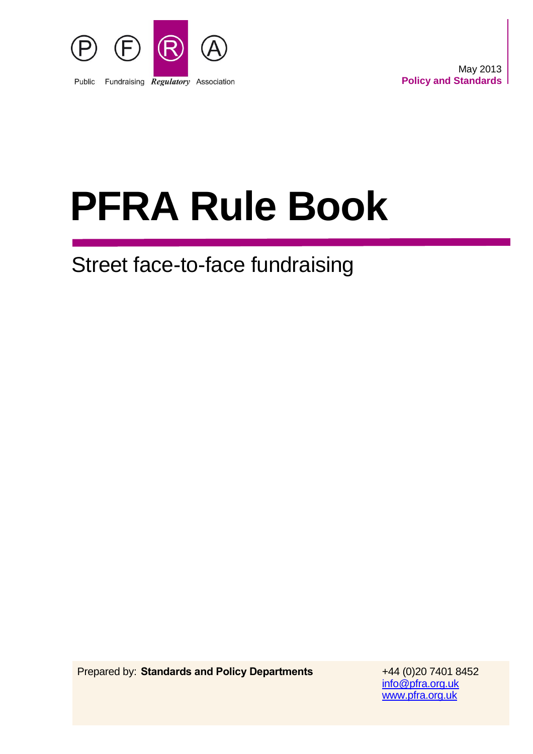Public Fundraising *Regulatory* Association

May 2013
**Policy and Standards**

# PFRA Rule Book

## Street face-to-face fundraising

Prepared by: **Standards and Policy Departments**

+44 (0)20 7401 8452
info@pfra.org.uk
www.pfra.org.uk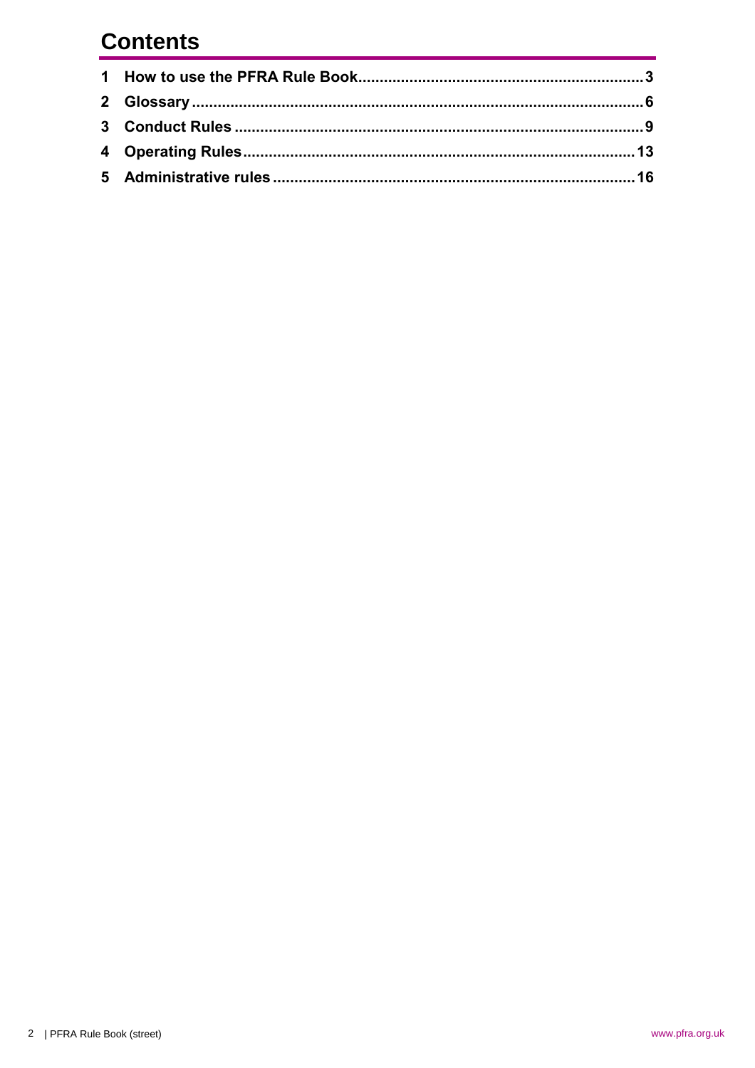# Contents

1 How to use the PFRA Rule Book....................................................................3
2 Glossary.........................................................................................................6
3 Conduct Rules ...............................................................................................9
4 Operating Rules............................................................................................13
5 Administrative rules .....................................................................................16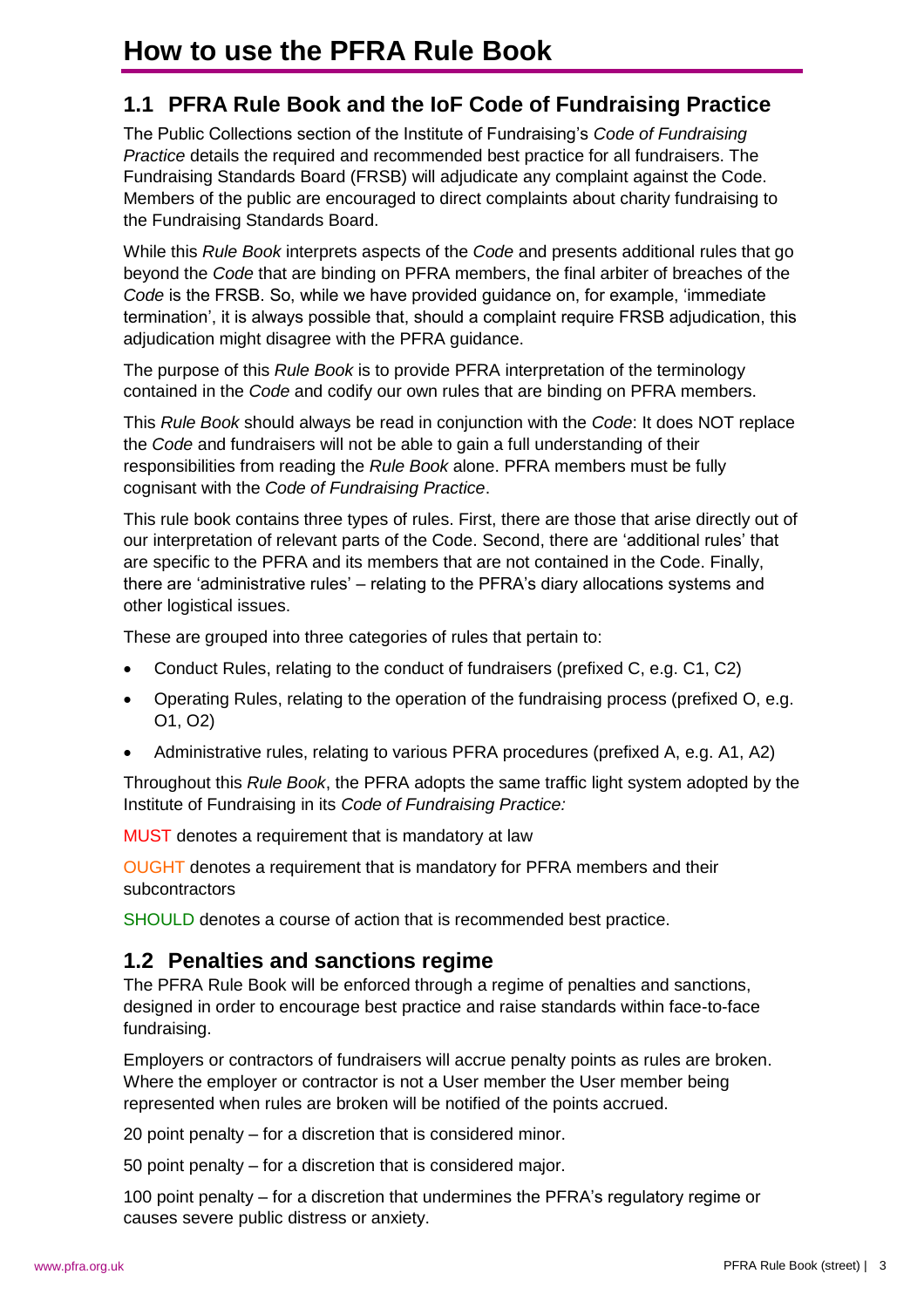# How to use the PFRA Rule Book

## 1.1 PFRA Rule Book and the IoF Code of Fundraising Practice

The Public Collections section of the Institute of Fundraising's *Code of Fundraising Practice* details the required and recommended best practice for all fundraisers. The Fundraising Standards Board (FRSB) will adjudicate any complaint against the Code. Members of the public are encouraged to direct complaints about charity fundraising to the Fundraising Standards Board.

While this *Rule Book* interprets aspects of the *Code* and presents additional rules that go beyond the *Code* that are binding on PFRA members, the final arbiter of breaches of the *Code* is the FRSB. So, while we have provided guidance on, for example, 'immediate termination', it is always possible that, should a complaint require FRSB adjudication, this adjudication might disagree with the PFRA guidance.

The purpose of this *Rule Book* is to provide PFRA interpretation of the terminology contained in the *Code* and codify our own rules that are binding on PFRA members.

This *Rule Book* should always be read in conjunction with the *Code*: It does NOT replace the *Code* and fundraisers will not be able to gain a full understanding of their responsibilities from reading the *Rule Book* alone. PFRA members must be fully cognisant with the *Code of Fundraising Practice*.

This rule book contains three types of rules. First, there are those that arise directly out of our interpretation of relevant parts of the Code. Second, there are 'additional rules' that are specific to the PFRA and its members that are not contained in the Code. Finally, there are 'administrative rules' – relating to the PFRA's diary allocations systems and other logistical issues.

These are grouped into three categories of rules that pertain to:

- Conduct Rules, relating to the conduct of fundraisers (prefixed C, e.g. C1, C2)
- Operating Rules, relating to the operation of the fundraising process (prefixed O, e.g. O1, O2)
- Administrative rules, relating to various PFRA procedures (prefixed A, e.g. A1, A2)

Throughout this *Rule Book*, the PFRA adopts the same traffic light system adopted by the Institute of Fundraising in its *Code of Fundraising Practice:*

MUST denotes a requirement that is mandatory at law

OUGHT denotes a requirement that is mandatory for PFRA members and their subcontractors

SHOULD denotes a course of action that is recommended best practice.

## 1.2 Penalties and sanctions regime

The PFRA Rule Book will be enforced through a regime of penalties and sanctions, designed in order to encourage best practice and raise standards within face-to-face fundraising.

Employers or contractors of fundraisers will accrue penalty points as rules are broken. Where the employer or contractor is not a User member the User member being represented when rules are broken will be notified of the points accrued.

20 point penalty – for a discretion that is considered minor.

50 point penalty – for a discretion that is considered major.

100 point penalty – for a discretion that undermines the PFRA's regulatory regime or causes severe public distress or anxiety.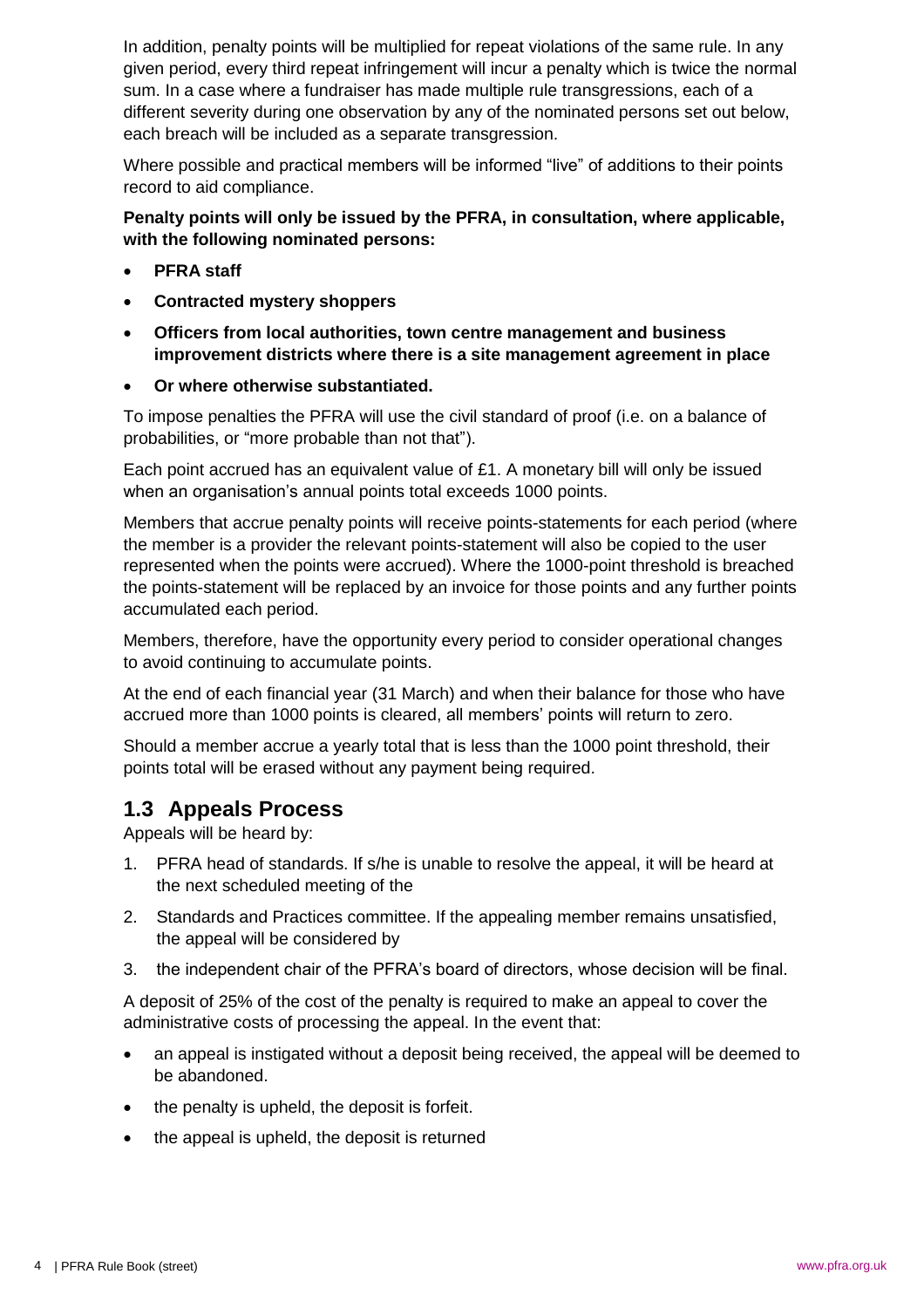In addition, penalty points will be multiplied for repeat violations of the same rule. In any given period, every third repeat infringement will incur a penalty which is twice the normal sum. In a case where a fundraiser has made multiple rule transgressions, each of a different severity during one observation by any of the nominated persons set out below, each breach will be included as a separate transgression.

Where possible and practical members will be informed "live" of additions to their points record to aid compliance.

**Penalty points will only be issued by the PFRA, in consultation, where applicable, with the following nominated persons:**

- **PFRA staff**
- **Contracted mystery shoppers**
- **Officers from local authorities, town centre management and business improvement districts where there is a site management agreement in place**
- **Or where otherwise substantiated.**

To impose penalties the PFRA will use the civil standard of proof (i.e. on a balance of probabilities, or "more probable than not that").

Each point accrued has an equivalent value of £1. A monetary bill will only be issued when an organisation's annual points total exceeds 1000 points.

Members that accrue penalty points will receive points-statements for each period (where the member is a provider the relevant points-statement will also be copied to the user represented when the points were accrued). Where the 1000-point threshold is breached the points-statement will be replaced by an invoice for those points and any further points accumulated each period.

Members, therefore, have the opportunity every period to consider operational changes to avoid continuing to accumulate points.

At the end of each financial year (31 March) and when their balance for those who have accrued more than 1000 points is cleared, all members' points will return to zero.

Should a member accrue a yearly total that is less than the 1000 point threshold, their points total will be erased without any payment being required.

## 1.3 Appeals Process

Appeals will be heard by:

1. PFRA head of standards. If s/he is unable to resolve the appeal, it will be heard at the next scheduled meeting of the
2. Standards and Practices committee. If the appealing member remains unsatisfied, the appeal will be considered by
3. the independent chair of the PFRA's board of directors, whose decision will be final.

A deposit of 25% of the cost of the penalty is required to make an appeal to cover the administrative costs of processing the appeal. In the event that:

- an appeal is instigated without a deposit being received, the appeal will be deemed to be abandoned.
- the penalty is upheld, the deposit is forfeit.
- the appeal is upheld, the deposit is returned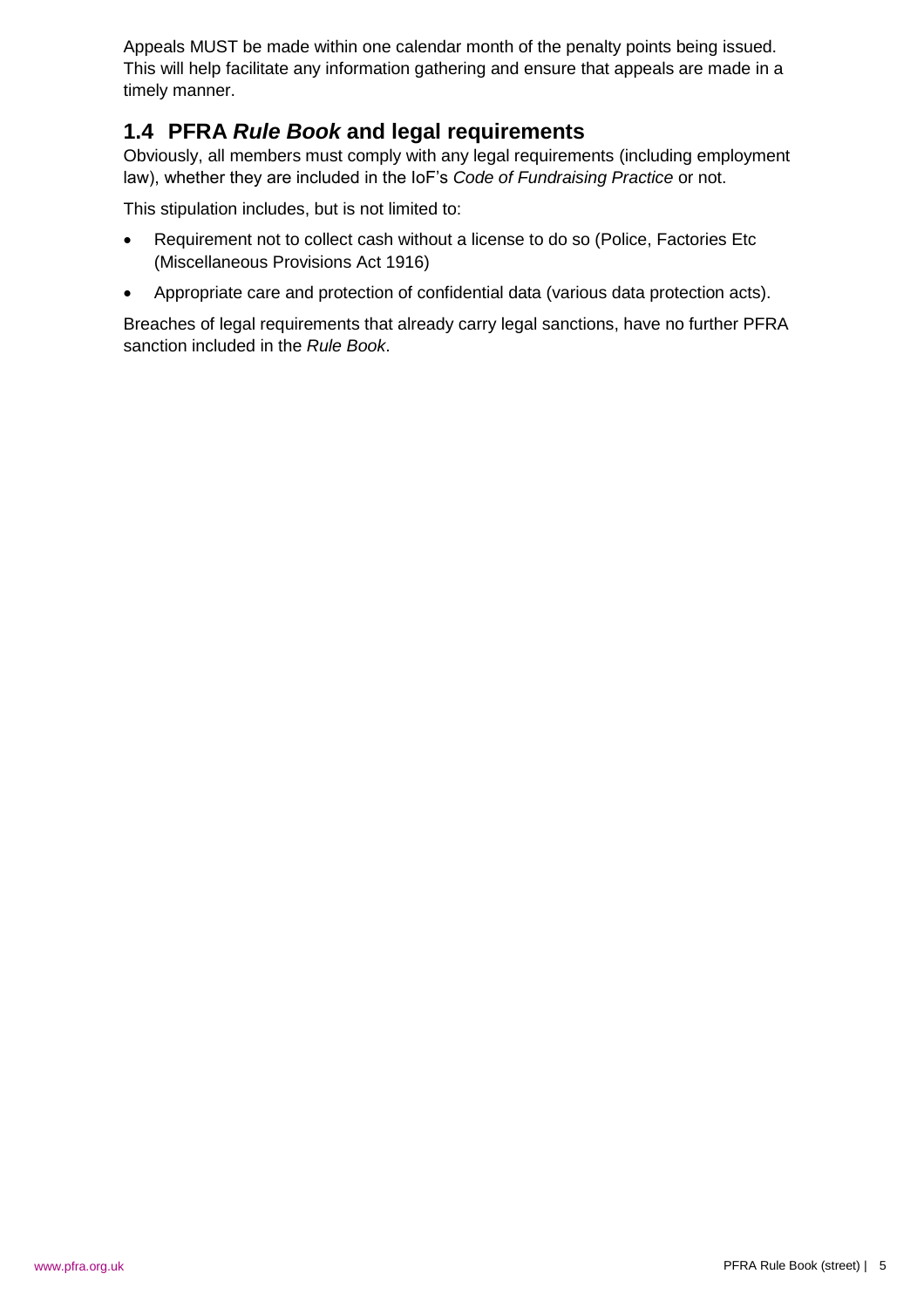Appeals MUST be made within one calendar month of the penalty points being issued. This will help facilitate any information gathering and ensure that appeals are made in a timely manner.

## 1.4 PFRA *Rule Book* and legal requirements

Obviously, all members must comply with any legal requirements (including employment law), whether they are included in the IoF's *Code of Fundraising Practice* or not.

This stipulation includes, but is not limited to:

- Requirement not to collect cash without a license to do so (Police, Factories Etc (Miscellaneous Provisions Act 1916)
- Appropriate care and protection of confidential data (various data protection acts).

Breaches of legal requirements that already carry legal sanctions, have no further PFRA sanction included in the *Rule Book*.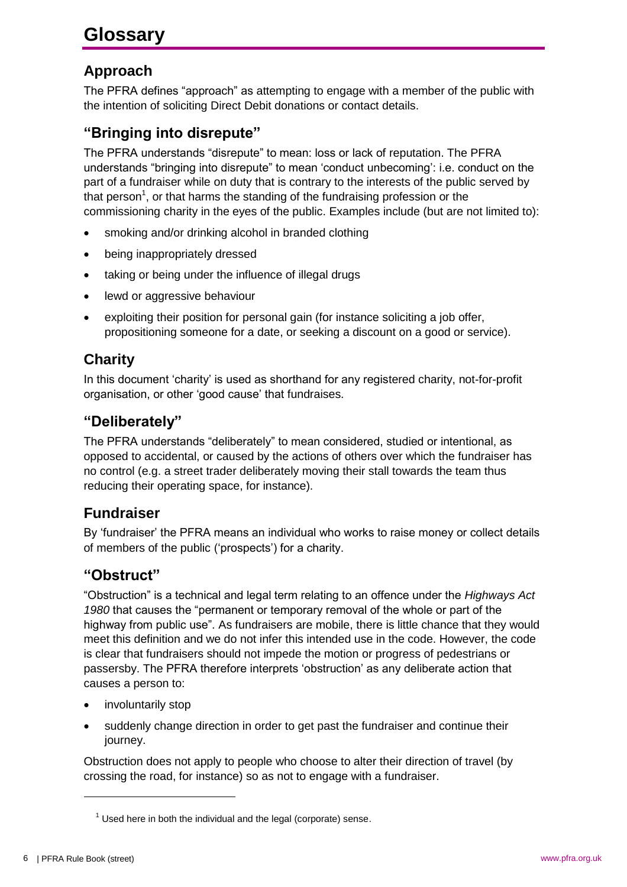# Glossary

## Approach

The PFRA defines "approach" as attempting to engage with a member of the public with the intention of soliciting Direct Debit donations or contact details.

## "Bringing into disrepute"

The PFRA understands "disrepute" to mean: loss or lack of reputation. The PFRA understands "bringing into disrepute" to mean 'conduct unbecoming': i.e. conduct on the part of a fundraiser while on duty that is contrary to the interests of the public served by that person[1], or that harms the standing of the fundraising profession or the commissioning charity in the eyes of the public. Examples include (but are not limited to):

- smoking and/or drinking alcohol in branded clothing
- being inappropriately dressed
- taking or being under the influence of illegal drugs
- lewd or aggressive behaviour
- exploiting their position for personal gain (for instance soliciting a job offer, propositioning someone for a date, or seeking a discount on a good or service).

## Charity

In this document 'charity' is used as shorthand for any registered charity, not-for-profit organisation, or other 'good cause' that fundraises.

## "Deliberately"

The PFRA understands "deliberately" to mean considered, studied or intentional, as opposed to accidental, or caused by the actions of others over which the fundraiser has no control (e.g. a street trader deliberately moving their stall towards the team thus reducing their operating space, for instance).

## Fundraiser

By 'fundraiser' the PFRA means an individual who works to raise money or collect details of members of the public ('prospects') for a charity.

## "Obstruct"

"Obstruction" is a technical and legal term relating to an offence under the *Highways Act 1980* that causes the "permanent or temporary removal of the whole or part of the highway from public use". As fundraisers are mobile, there is little chance that they would meet this definition and we do not infer this intended use in the code. However, the code is clear that fundraisers should not impede the motion or progress of pedestrians or passersby. The PFRA therefore interprets 'obstruction' as any deliberate action that causes a person to:

- involuntarily stop
- suddenly change direction in order to get past the fundraiser and continue their journey.

Obstruction does not apply to people who choose to alter their direction of travel (by crossing the road, for instance) so as not to engage with a fundraiser.

[1] Used here in both the individual and the legal (corporate) sense.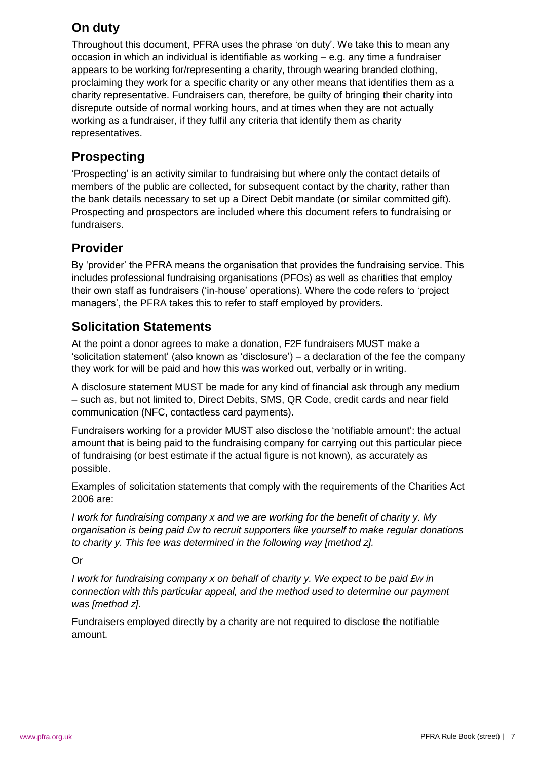## On duty

Throughout this document, PFRA uses the phrase 'on duty'. We take this to mean any occasion in which an individual is identifiable as working – e.g. any time a fundraiser appears to be working for/representing a charity, through wearing branded clothing, proclaiming they work for a specific charity or any other means that identifies them as a charity representative. Fundraisers can, therefore, be guilty of bringing their charity into disrepute outside of normal working hours, and at times when they are not actually working as a fundraiser, if they fulfil any criteria that identify them as charity representatives.

## Prospecting

'Prospecting' is an activity similar to fundraising but where only the contact details of members of the public are collected, for subsequent contact by the charity, rather than the bank details necessary to set up a Direct Debit mandate (or similar committed gift). Prospecting and prospectors are included where this document refers to fundraising or fundraisers.

## Provider

By 'provider' the PFRA means the organisation that provides the fundraising service. This includes professional fundraising organisations (PFOs) as well as charities that employ their own staff as fundraisers ('in-house' operations). Where the code refers to 'project managers', the PFRA takes this to refer to staff employed by providers.

## Solicitation Statements

At the point a donor agrees to make a donation, F2F fundraisers MUST make a 'solicitation statement' (also known as 'disclosure') – a declaration of the fee the company they work for will be paid and how this was worked out, verbally or in writing.

A disclosure statement MUST be made for any kind of financial ask through any medium – such as, but not limited to, Direct Debits, SMS, QR Code, credit cards and near field communication (NFC, contactless card payments).

Fundraisers working for a provider MUST also disclose the 'notifiable amount': the actual amount that is being paid to the fundraising company for carrying out this particular piece of fundraising (or best estimate if the actual figure is not known), as accurately as possible.

Examples of solicitation statements that comply with the requirements of the Charities Act 2006 are:

*I work for fundraising company x and we are working for the benefit of charity y. My organisation is being paid £w to recruit supporters like yourself to make regular donations to charity y. This fee was determined in the following way [method z].*

Or

*I work for fundraising company x on behalf of charity y. We expect to be paid £w in connection with this particular appeal, and the method used to determine our payment was [method z].*

Fundraisers employed directly by a charity are not required to disclose the notifiable amount.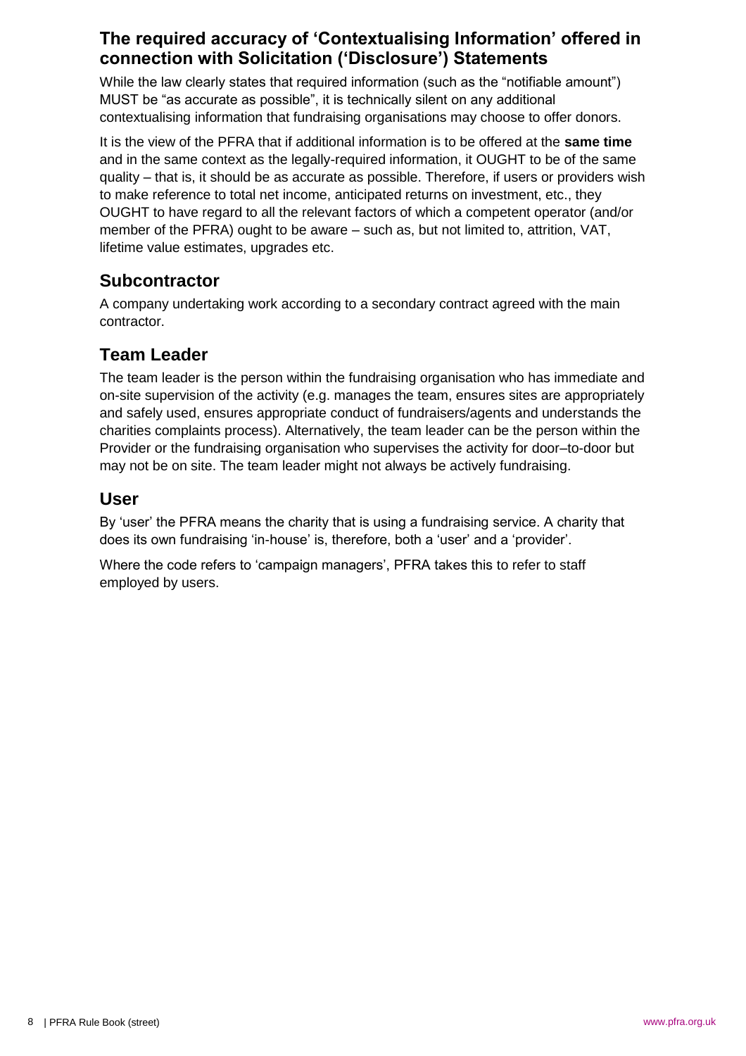## The required accuracy of 'Contextualising Information' offered in connection with Solicitation ('Disclosure') Statements

While the law clearly states that required information (such as the "notifiable amount") MUST be "as accurate as possible", it is technically silent on any additional contextualising information that fundraising organisations may choose to offer donors.

It is the view of the PFRA that if additional information is to be offered at the **same time** and in the same context as the legally-required information, it OUGHT to be of the same quality – that is, it should be as accurate as possible. Therefore, if users or providers wish to make reference to total net income, anticipated returns on investment, etc., they OUGHT to have regard to all the relevant factors of which a competent operator (and/or member of the PFRA) ought to be aware – such as, but not limited to, attrition, VAT, lifetime value estimates, upgrades etc.

## Subcontractor

A company undertaking work according to a secondary contract agreed with the main contractor.

## Team Leader

The team leader is the person within the fundraising organisation who has immediate and on-site supervision of the activity (e.g. manages the team, ensures sites are appropriately and safely used, ensures appropriate conduct of fundraisers/agents and understands the charities complaints process). Alternatively, the team leader can be the person within the Provider or the fundraising organisation who supervises the activity for door–to-door but may not be on site. The team leader might not always be actively fundraising.

## User

By 'user' the PFRA means the charity that is using a fundraising service. A charity that does its own fundraising 'in-house' is, therefore, both a 'user' and a 'provider'.

Where the code refers to 'campaign managers', PFRA takes this to refer to staff employed by users.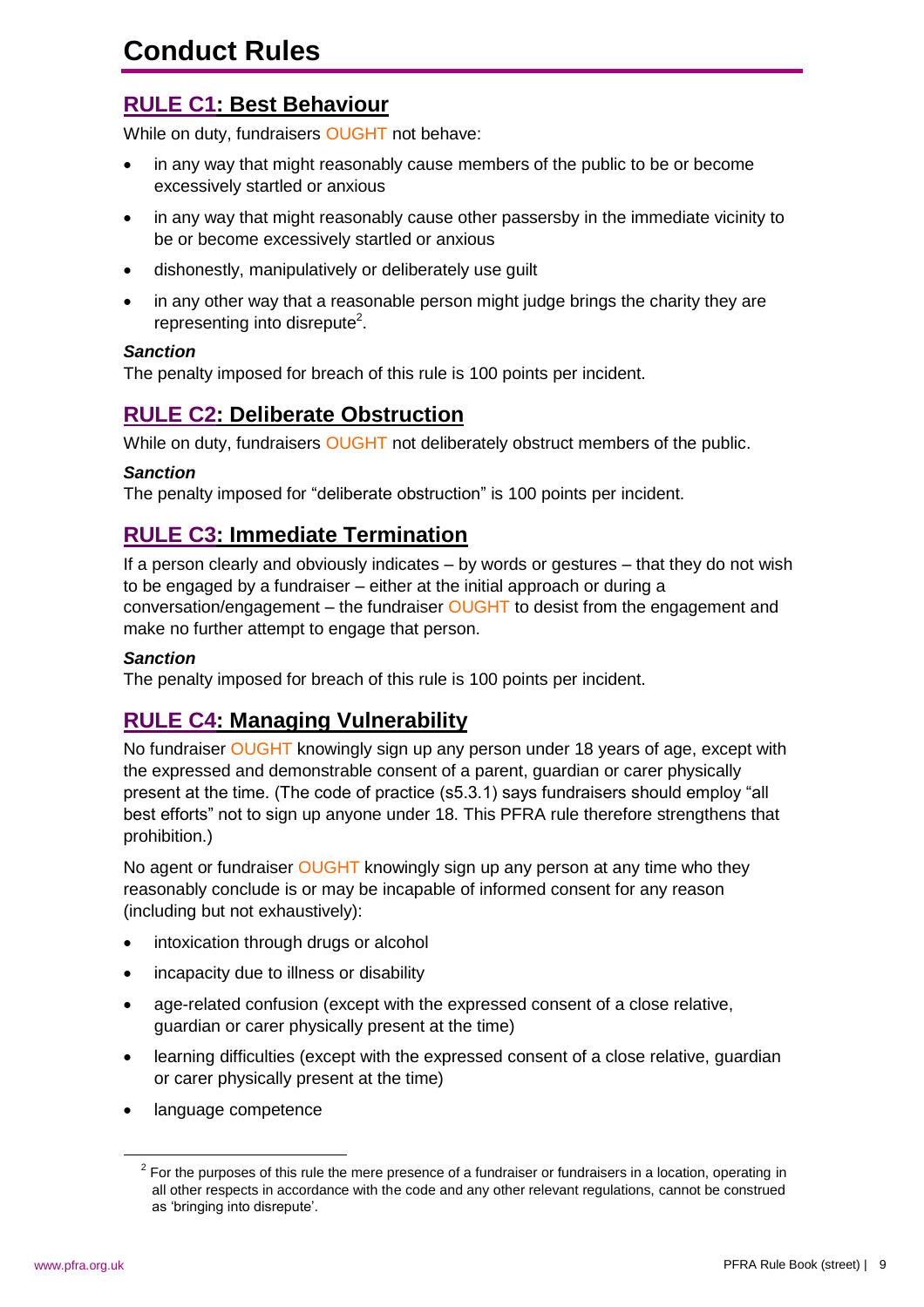# Conduct Rules

## RULE C1: Best Behaviour

While on duty, fundraisers OUGHT not behave:

- in any way that might reasonably cause members of the public to be or become excessively startled or anxious
- in any way that might reasonably cause other passersby in the immediate vicinity to be or become excessively startled or anxious
- dishonestly, manipulatively or deliberately use guilt
- in any other way that a reasonable person might judge brings the charity they are representing into disrepute[2].

***Sanction***

The penalty imposed for breach of this rule is 100 points per incident.

## RULE C2: Deliberate Obstruction

While on duty, fundraisers OUGHT not deliberately obstruct members of the public.

***Sanction***

The penalty imposed for "deliberate obstruction" is 100 points per incident.

## RULE C3: Immediate Termination

If a person clearly and obviously indicates – by words or gestures – that they do not wish to be engaged by a fundraiser – either at the initial approach or during a conversation/engagement – the fundraiser OUGHT to desist from the engagement and make no further attempt to engage that person.

***Sanction***

The penalty imposed for breach of this rule is 100 points per incident.

## RULE C4: Managing Vulnerability

No fundraiser OUGHT knowingly sign up any person under 18 years of age, except with the expressed and demonstrable consent of a parent, guardian or carer physically present at the time. (The code of practice (s5.3.1) says fundraisers should employ "all best efforts" not to sign up anyone under 18. This PFRA rule therefore strengthens that prohibition.)

No agent or fundraiser OUGHT knowingly sign up any person at any time who they reasonably conclude is or may be incapable of informed consent for any reason (including but not exhaustively):

- intoxication through drugs or alcohol
- incapacity due to illness or disability
- age-related confusion (except with the expressed consent of a close relative, guardian or carer physically present at the time)
- learning difficulties (except with the expressed consent of a close relative, guardian or carer physically present at the time)
- language competence

[2] For the purposes of this rule the mere presence of a fundraiser or fundraisers in a location, operating in all other respects in accordance with the code and any other relevant regulations, cannot be construed as 'bringing into disrepute'.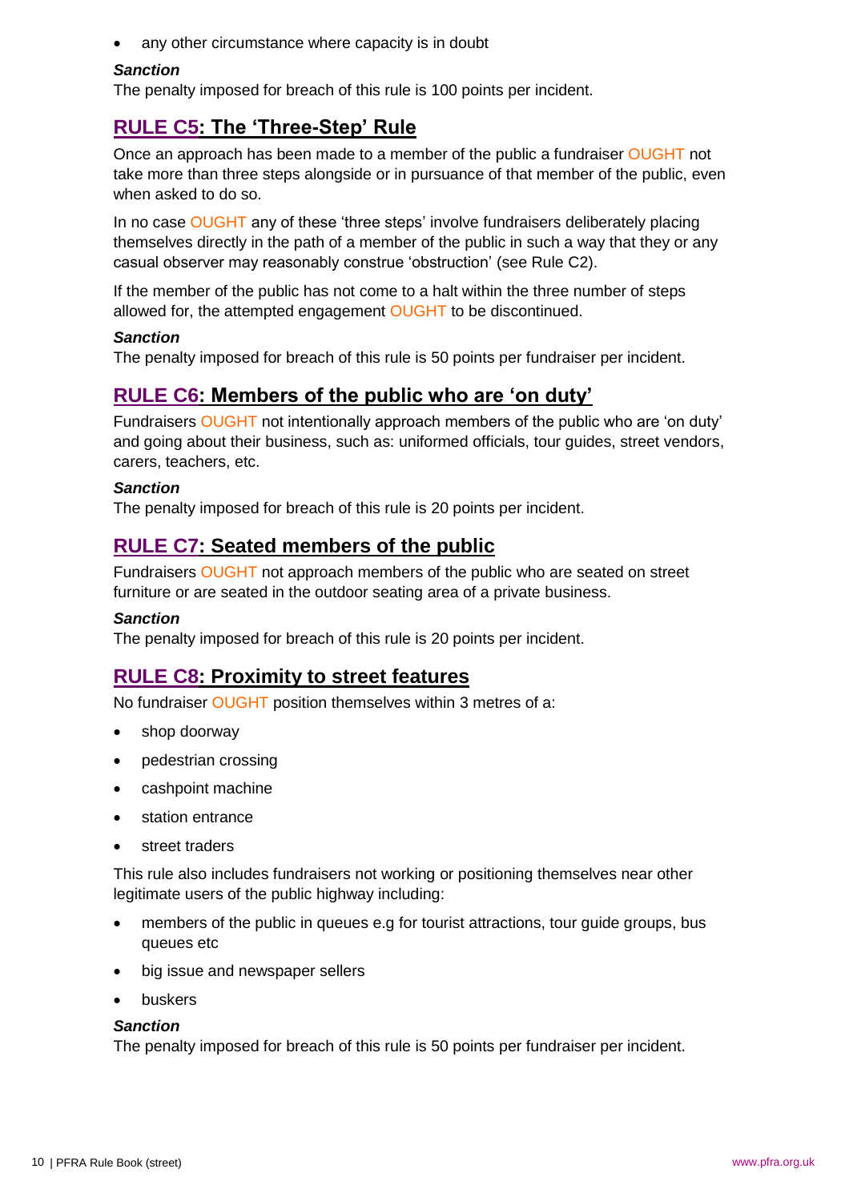- any other circumstance where capacity is in doubt

***Sanction***
The penalty imposed for breach of this rule is 100 points per incident.

## RULE C5: The 'Three-Step' Rule

Once an approach has been made to a member of the public a fundraiser OUGHT not take more than three steps alongside or in pursuance of that member of the public, even when asked to do so.

In no case OUGHT any of these 'three steps' involve fundraisers deliberately placing themselves directly in the path of a member of the public in such a way that they or any casual observer may reasonably construe 'obstruction' (see Rule C2).

If the member of the public has not come to a halt within the three number of steps allowed for, the attempted engagement OUGHT to be discontinued.

***Sanction***
The penalty imposed for breach of this rule is 50 points per fundraiser per incident.

## RULE C6: Members of the public who are 'on duty'

Fundraisers OUGHT not intentionally approach members of the public who are 'on duty' and going about their business, such as: uniformed officials, tour guides, street vendors, carers, teachers, etc.

***Sanction***
The penalty imposed for breach of this rule is 20 points per incident.

## RULE C7: Seated members of the public

Fundraisers OUGHT not approach members of the public who are seated on street furniture or are seated in the outdoor seating area of a private business.

***Sanction***
The penalty imposed for breach of this rule is 20 points per incident.

## RULE C8: Proximity to street features

No fundraiser OUGHT position themselves within 3 metres of a:

- shop doorway
- pedestrian crossing
- cashpoint machine
- station entrance
- street traders

This rule also includes fundraisers not working or positioning themselves near other legitimate users of the public highway including:

- members of the public in queues e.g for tourist attractions, tour guide groups, bus queues etc
- big issue and newspaper sellers
- buskers

***Sanction***
The penalty imposed for breach of this rule is 50 points per fundraiser per incident.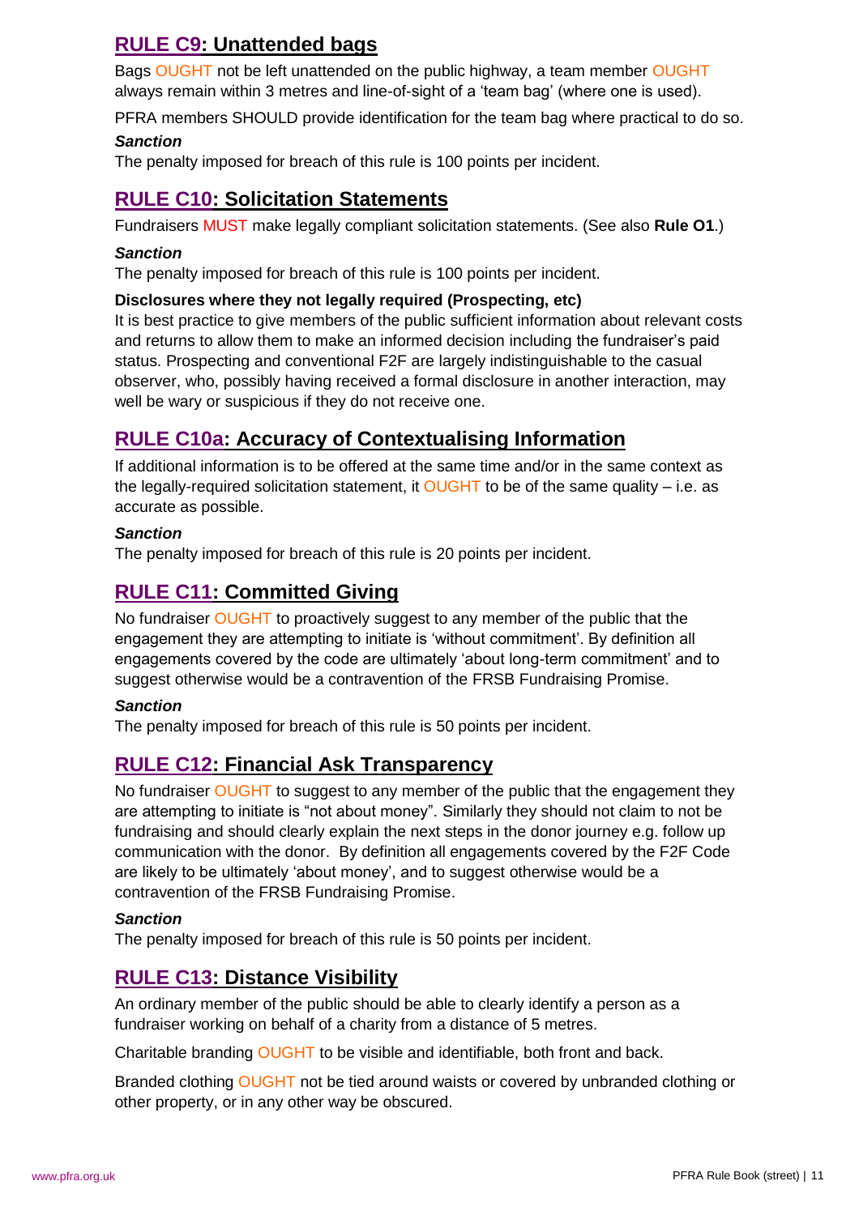## RULE C9: Unattended bags

Bags OUGHT not be left unattended on the public highway, a team member OUGHT always remain within 3 metres and line-of-sight of a 'team bag' (where one is used).

PFRA members SHOULD provide identification for the team bag where practical to do so.

***Sanction***

The penalty imposed for breach of this rule is 100 points per incident.

## RULE C10: Solicitation Statements

Fundraisers MUST make legally compliant solicitation statements. (See also **Rule O1**.)

***Sanction***

The penalty imposed for breach of this rule is 100 points per incident.

**Disclosures where they not legally required (Prospecting, etc)**

It is best practice to give members of the public sufficient information about relevant costs and returns to allow them to make an informed decision including the fundraiser's paid status. Prospecting and conventional F2F are largely indistinguishable to the casual observer, who, possibly having received a formal disclosure in another interaction, may well be wary or suspicious if they do not receive one.

## RULE C10a: Accuracy of Contextualising Information

If additional information is to be offered at the same time and/or in the same context as the legally-required solicitation statement, it OUGHT to be of the same quality – i.e. as accurate as possible.

***Sanction***

The penalty imposed for breach of this rule is 20 points per incident.

## RULE C11: Committed Giving

No fundraiser OUGHT to proactively suggest to any member of the public that the engagement they are attempting to initiate is 'without commitment'. By definition all engagements covered by the code are ultimately 'about long-term commitment' and to suggest otherwise would be a contravention of the FRSB Fundraising Promise.

***Sanction***

The penalty imposed for breach of this rule is 50 points per incident.

## RULE C12: Financial Ask Transparency

No fundraiser OUGHT to suggest to any member of the public that the engagement they are attempting to initiate is "not about money". Similarly they should not claim to not be fundraising and should clearly explain the next steps in the donor journey e.g. follow up communication with the donor. By definition all engagements covered by the F2F Code are likely to be ultimately 'about money', and to suggest otherwise would be a contravention of the FRSB Fundraising Promise.

***Sanction***

The penalty imposed for breach of this rule is 50 points per incident.

## RULE C13: Distance Visibility

An ordinary member of the public should be able to clearly identify a person as a fundraiser working on behalf of a charity from a distance of 5 metres.

Charitable branding OUGHT to be visible and identifiable, both front and back.

Branded clothing OUGHT not be tied around waists or covered by unbranded clothing or other property, or in any other way be obscured.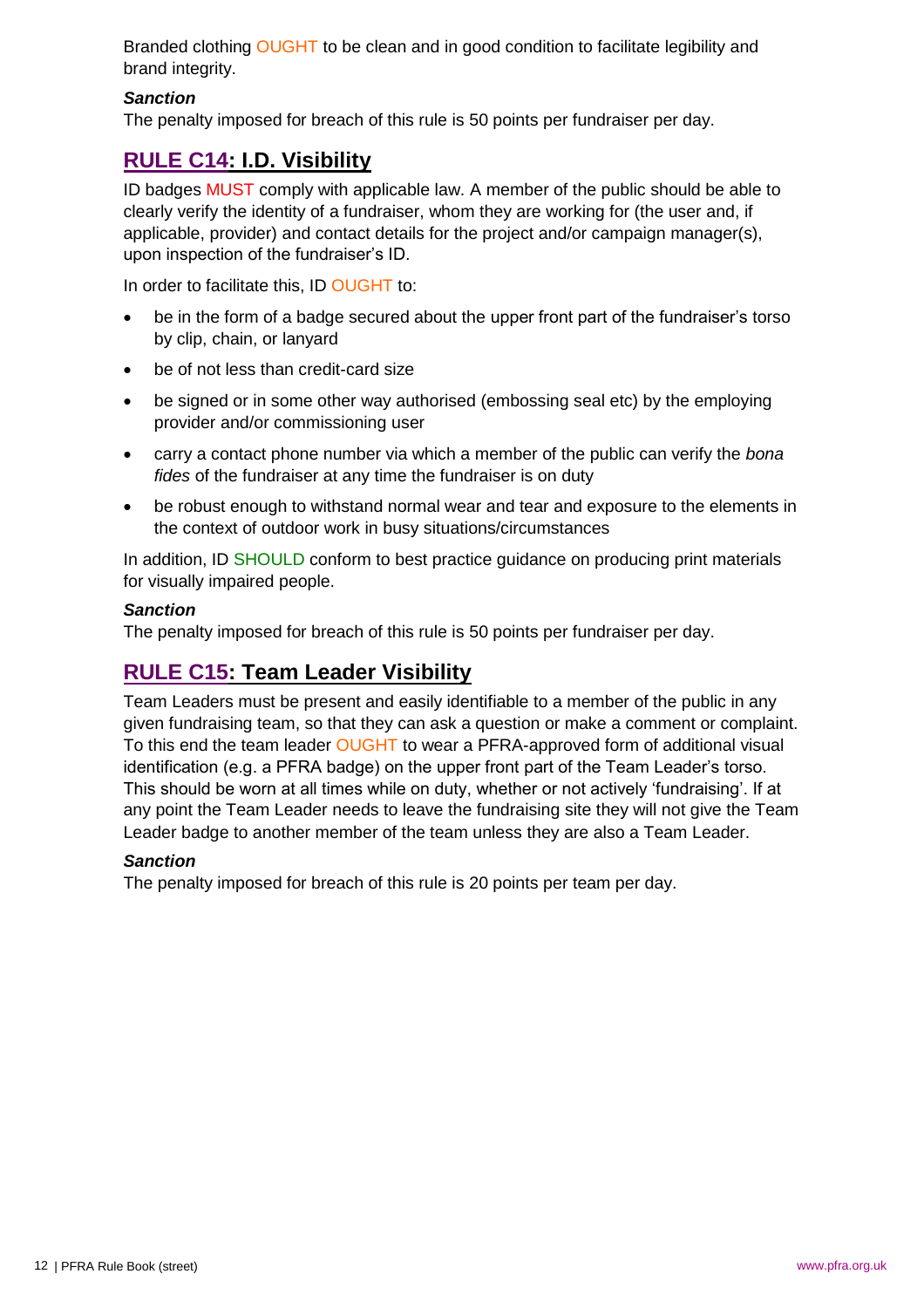Branded clothing OUGHT to be clean and in good condition to facilitate legibility and brand integrity.

***Sanction***

The penalty imposed for breach of this rule is 50 points per fundraiser per day.

## RULE C14: I.D. Visibility

ID badges MUST comply with applicable law. A member of the public should be able to clearly verify the identity of a fundraiser, whom they are working for (the user and, if applicable, provider) and contact details for the project and/or campaign manager(s), upon inspection of the fundraiser's ID.

In order to facilitate this, ID OUGHT to:

- be in the form of a badge secured about the upper front part of the fundraiser's torso by clip, chain, or lanyard
- be of not less than credit-card size
- be signed or in some other way authorised (embossing seal etc) by the employing provider and/or commissioning user
- carry a contact phone number via which a member of the public can verify the *bona fides* of the fundraiser at any time the fundraiser is on duty
- be robust enough to withstand normal wear and tear and exposure to the elements in the context of outdoor work in busy situations/circumstances

In addition, ID SHOULD conform to best practice guidance on producing print materials for visually impaired people.

***Sanction***

The penalty imposed for breach of this rule is 50 points per fundraiser per day.

## RULE C15: Team Leader Visibility

Team Leaders must be present and easily identifiable to a member of the public in any given fundraising team, so that they can ask a question or make a comment or complaint. To this end the team leader OUGHT to wear a PFRA-approved form of additional visual identification (e.g. a PFRA badge) on the upper front part of the Team Leader's torso. This should be worn at all times while on duty, whether or not actively 'fundraising'. If at any point the Team Leader needs to leave the fundraising site they will not give the Team Leader badge to another member of the team unless they are also a Team Leader.

***Sanction***

The penalty imposed for breach of this rule is 20 points per team per day.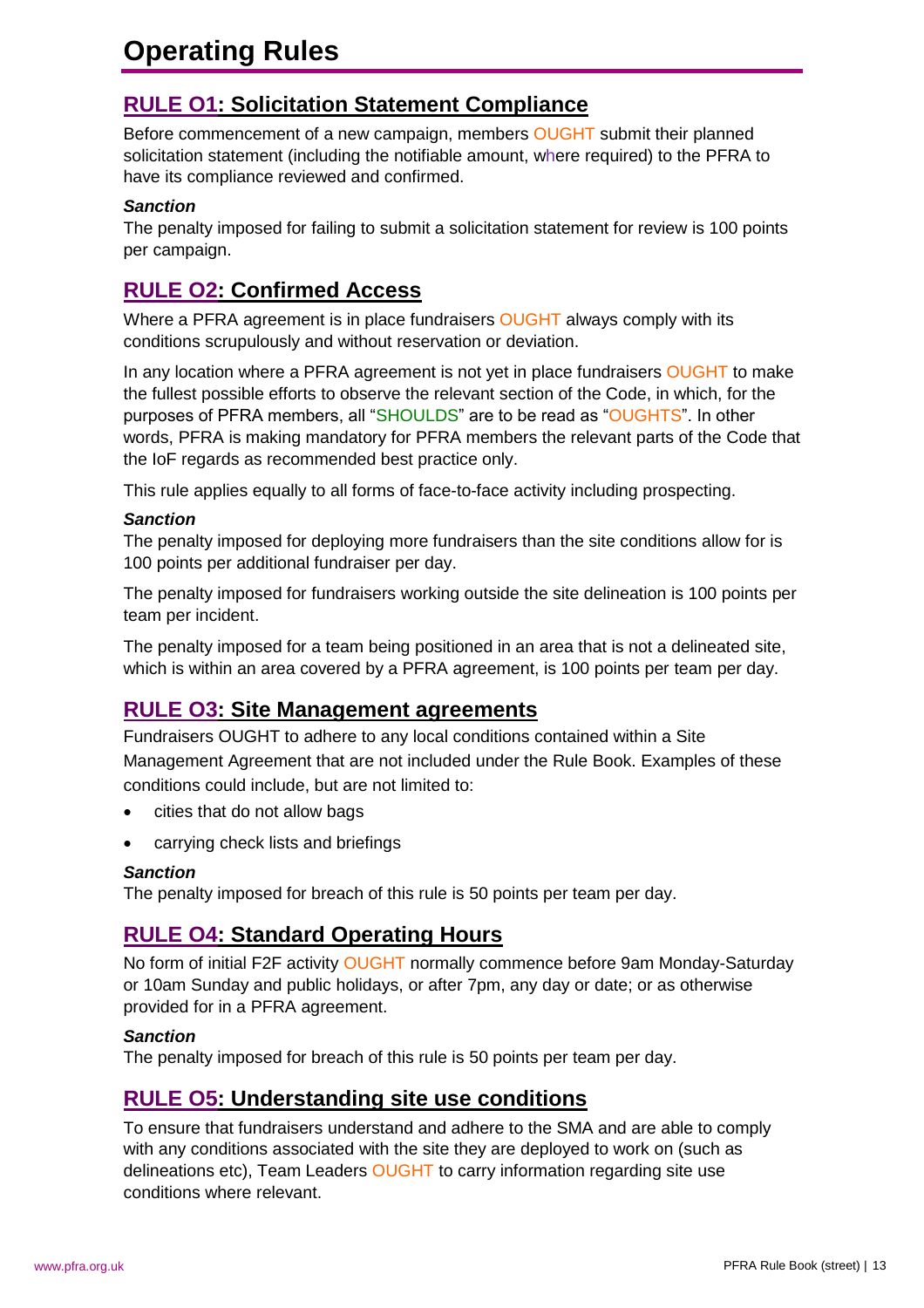# Operating Rules

## RULE O1: Solicitation Statement Compliance

Before commencement of a new campaign, members OUGHT submit their planned solicitation statement (including the notifiable amount, where required) to the PFRA to have its compliance reviewed and confirmed.

***Sanction***

The penalty imposed for failing to submit a solicitation statement for review is 100 points per campaign.

## RULE O2: Confirmed Access

Where a PFRA agreement is in place fundraisers OUGHT always comply with its conditions scrupulously and without reservation or deviation.

In any location where a PFRA agreement is not yet in place fundraisers OUGHT to make the fullest possible efforts to observe the relevant section of the Code, in which, for the purposes of PFRA members, all "SHOULDS" are to be read as "OUGHTS". In other words, PFRA is making mandatory for PFRA members the relevant parts of the Code that the IoF regards as recommended best practice only.

This rule applies equally to all forms of face-to-face activity including prospecting.

***Sanction***

The penalty imposed for deploying more fundraisers than the site conditions allow for is 100 points per additional fundraiser per day.

The penalty imposed for fundraisers working outside the site delineation is 100 points per team per incident.

The penalty imposed for a team being positioned in an area that is not a delineated site, which is within an area covered by a PFRA agreement, is 100 points per team per day.

## RULE O3: Site Management agreements

Fundraisers OUGHT to adhere to any local conditions contained within a Site Management Agreement that are not included under the Rule Book. Examples of these conditions could include, but are not limited to:

- cities that do not allow bags
- carrying check lists and briefings

***Sanction***

The penalty imposed for breach of this rule is 50 points per team per day.

## RULE O4: Standard Operating Hours

No form of initial F2F activity OUGHT normally commence before 9am Monday-Saturday or 10am Sunday and public holidays, or after 7pm, any day or date; or as otherwise provided for in a PFRA agreement.

***Sanction***

The penalty imposed for breach of this rule is 50 points per team per day.

## RULE O5: Understanding site use conditions

To ensure that fundraisers understand and adhere to the SMA and are able to comply with any conditions associated with the site they are deployed to work on (such as delineations etc), Team Leaders OUGHT to carry information regarding site use conditions where relevant.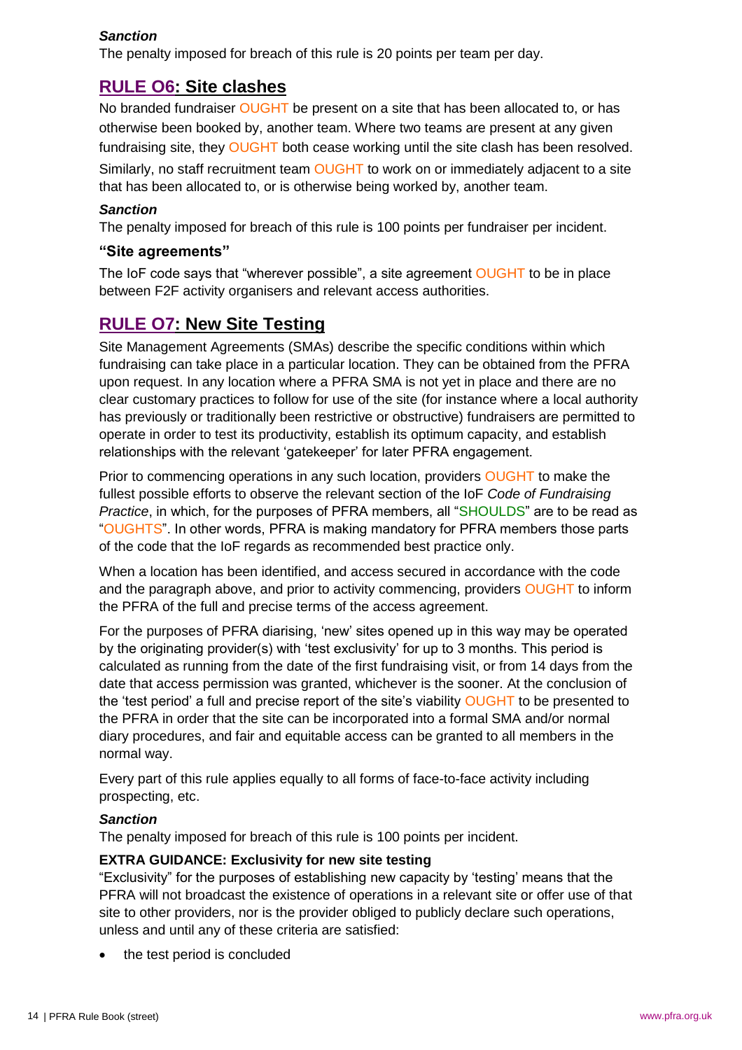***Sanction***

The penalty imposed for breach of this rule is 20 points per team per day.

## RULE O6: Site clashes

No branded fundraiser OUGHT be present on a site that has been allocated to, or has otherwise been booked by, another team. Where two teams are present at any given fundraising site, they OUGHT both cease working until the site clash has been resolved.

Similarly, no staff recruitment team OUGHT to work on or immediately adjacent to a site that has been allocated to, or is otherwise being worked by, another team.

***Sanction***

The penalty imposed for breach of this rule is 100 points per fundraiser per incident.

### "Site agreements"

The IoF code says that "wherever possible", a site agreement OUGHT to be in place between F2F activity organisers and relevant access authorities.

## RULE O7: New Site Testing

Site Management Agreements (SMAs) describe the specific conditions within which fundraising can take place in a particular location. They can be obtained from the PFRA upon request. In any location where a PFRA SMA is not yet in place and there are no clear customary practices to follow for use of the site (for instance where a local authority has previously or traditionally been restrictive or obstructive) fundraisers are permitted to operate in order to test its productivity, establish its optimum capacity, and establish relationships with the relevant 'gatekeeper' for later PFRA engagement.

Prior to commencing operations in any such location, providers OUGHT to make the fullest possible efforts to observe the relevant section of the IoF *Code of Fundraising Practice*, in which, for the purposes of PFRA members, all "SHOULDS" are to be read as "OUGHTS". In other words, PFRA is making mandatory for PFRA members those parts of the code that the IoF regards as recommended best practice only.

When a location has been identified, and access secured in accordance with the code and the paragraph above, and prior to activity commencing, providers OUGHT to inform the PFRA of the full and precise terms of the access agreement.

For the purposes of PFRA diarising, 'new' sites opened up in this way may be operated by the originating provider(s) with 'test exclusivity' for up to 3 months. This period is calculated as running from the date of the first fundraising visit, or from 14 days from the date that access permission was granted, whichever is the sooner. At the conclusion of the 'test period' a full and precise report of the site's viability OUGHT to be presented to the PFRA in order that the site can be incorporated into a formal SMA and/or normal diary procedures, and fair and equitable access can be granted to all members in the normal way.

Every part of this rule applies equally to all forms of face-to-face activity including prospecting, etc.

***Sanction***

The penalty imposed for breach of this rule is 100 points per incident.

**EXTRA GUIDANCE: Exclusivity for new site testing**

"Exclusivity" for the purposes of establishing new capacity by 'testing' means that the PFRA will not broadcast the existence of operations in a relevant site or offer use of that site to other providers, nor is the provider obliged to publicly declare such operations, unless and until any of these criteria are satisfied:

- the test period is concluded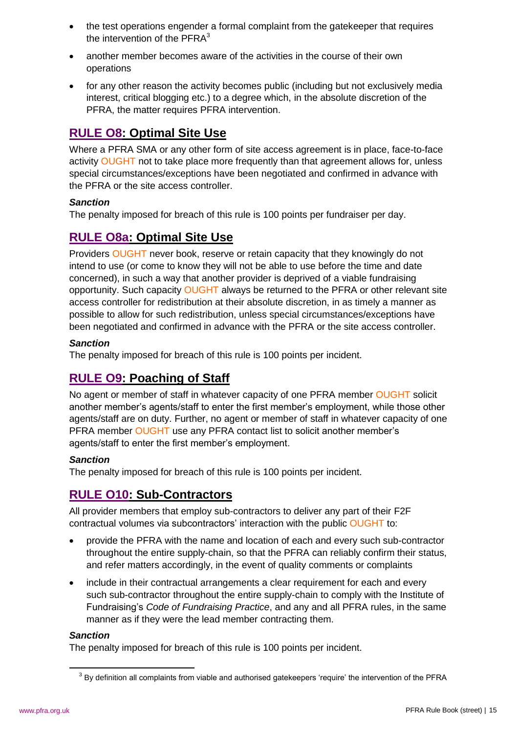- the test operations engender a formal complaint from the gatekeeper that requires the intervention of the PFRA[3]
- another member becomes aware of the activities in the course of their own operations
- for any other reason the activity becomes public (including but not exclusively media interest, critical blogging etc.) to a degree which, in the absolute discretion of the PFRA, the matter requires PFRA intervention.

## RULE O8: Optimal Site Use

Where a PFRA SMA or any other form of site access agreement is in place, face-to-face activity OUGHT not to take place more frequently than that agreement allows for, unless special circumstances/exceptions have been negotiated and confirmed in advance with the PFRA or the site access controller.

***Sanction***
The penalty imposed for breach of this rule is 100 points per fundraiser per day.

## RULE O8a: Optimal Site Use

Providers OUGHT never book, reserve or retain capacity that they knowingly do not intend to use (or come to know they will not be able to use before the time and date concerned), in such a way that another provider is deprived of a viable fundraising opportunity. Such capacity OUGHT always be returned to the PFRA or other relevant site access controller for redistribution at their absolute discretion, in as timely a manner as possible to allow for such redistribution, unless special circumstances/exceptions have been negotiated and confirmed in advance with the PFRA or the site access controller.

***Sanction***
The penalty imposed for breach of this rule is 100 points per incident.

## RULE O9: Poaching of Staff

No agent or member of staff in whatever capacity of one PFRA member OUGHT solicit another member's agents/staff to enter the first member's employment, while those other agents/staff are on duty. Further, no agent or member of staff in whatever capacity of one PFRA member OUGHT use any PFRA contact list to solicit another member's agents/staff to enter the first member's employment.

***Sanction***
The penalty imposed for breach of this rule is 100 points per incident.

## RULE O10: Sub-Contractors

All provider members that employ sub-contractors to deliver any part of their F2F contractual volumes via subcontractors' interaction with the public OUGHT to:

- provide the PFRA with the name and location of each and every such sub-contractor throughout the entire supply-chain, so that the PFRA can reliably confirm their status, and refer matters accordingly, in the event of quality comments or complaints
- include in their contractual arrangements a clear requirement for each and every such sub-contractor throughout the entire supply-chain to comply with the Institute of Fundraising's *Code of Fundraising Practice*, and any and all PFRA rules, in the same manner as if they were the lead member contracting them.

***Sanction***
The penalty imposed for breach of this rule is 100 points per incident.

[3] By definition all complaints from viable and authorised gatekeepers 'require' the intervention of the PFRA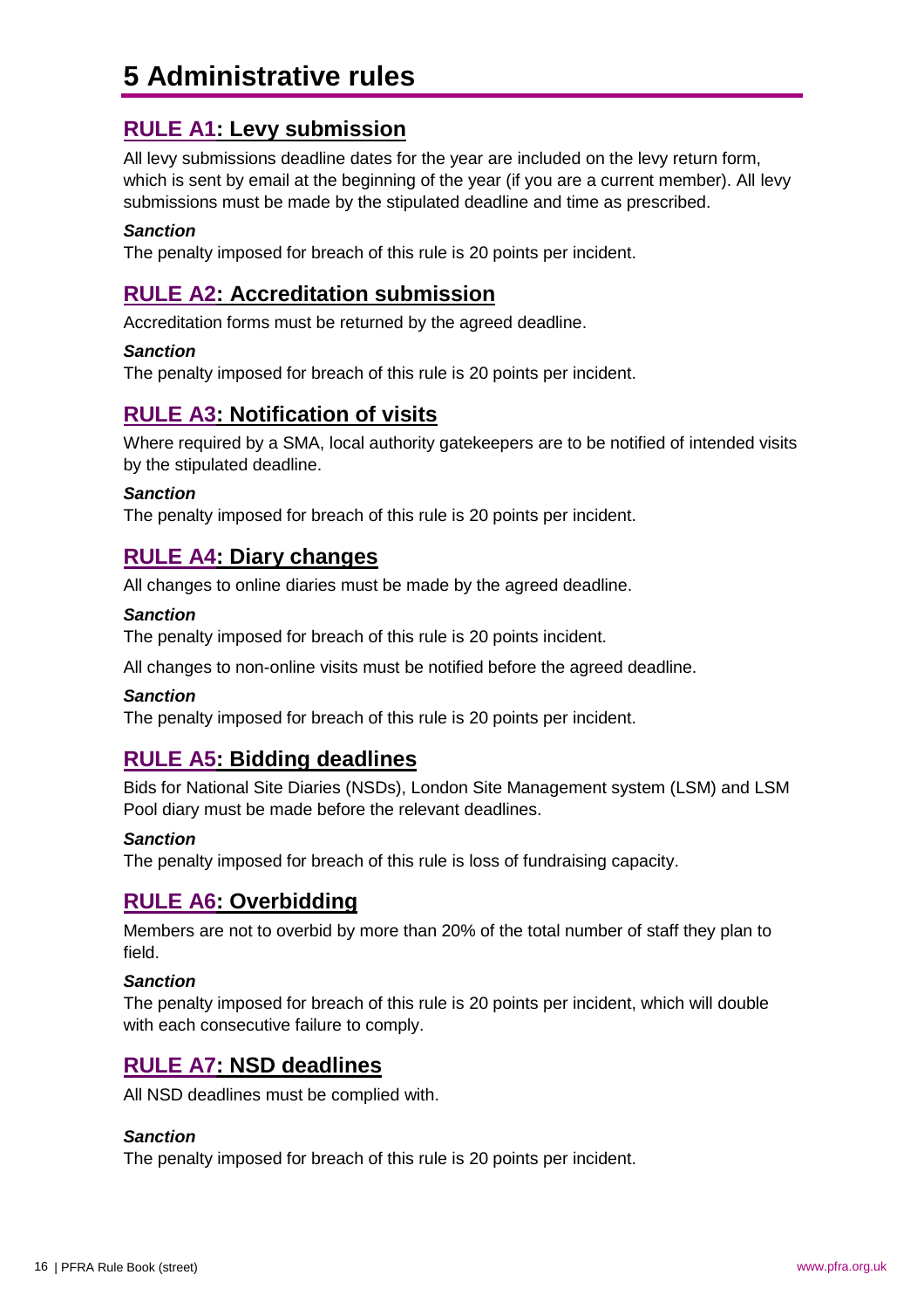# 5 Administrative rules

## RULE A1: Levy submission

All levy submissions deadline dates for the year are included on the levy return form, which is sent by email at the beginning of the year (if you are a current member). All levy submissions must be made by the stipulated deadline and time as prescribed.

***Sanction***

The penalty imposed for breach of this rule is 20 points per incident.

## RULE A2: Accreditation submission

Accreditation forms must be returned by the agreed deadline.

***Sanction***

The penalty imposed for breach of this rule is 20 points per incident.

## RULE A3: Notification of visits

Where required by a SMA, local authority gatekeepers are to be notified of intended visits by the stipulated deadline.

***Sanction***

The penalty imposed for breach of this rule is 20 points per incident.

## RULE A4: Diary changes

All changes to online diaries must be made by the agreed deadline.

***Sanction***

The penalty imposed for breach of this rule is 20 points incident.

All changes to non-online visits must be notified before the agreed deadline.

***Sanction***

The penalty imposed for breach of this rule is 20 points per incident.

## RULE A5: Bidding deadlines

Bids for National Site Diaries (NSDs), London Site Management system (LSM) and LSM Pool diary must be made before the relevant deadlines.

***Sanction***

The penalty imposed for breach of this rule is loss of fundraising capacity.

## RULE A6: Overbidding

Members are not to overbid by more than 20% of the total number of staff they plan to field.

***Sanction***

The penalty imposed for breach of this rule is 20 points per incident, which will double with each consecutive failure to comply.

## RULE A7: NSD deadlines

All NSD deadlines must be complied with.

***Sanction***

The penalty imposed for breach of this rule is 20 points per incident.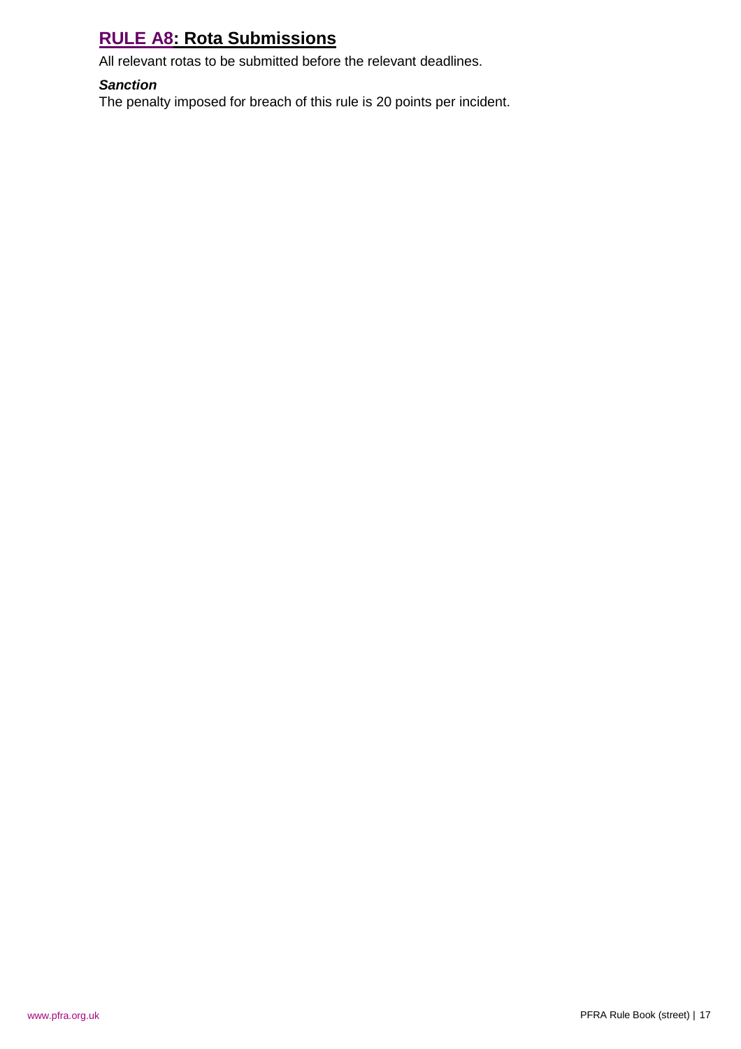## RULE A8: Rota Submissions

All relevant rotas to be submitted before the relevant deadlines.

***Sanction***

The penalty imposed for breach of this rule is 20 points per incident.